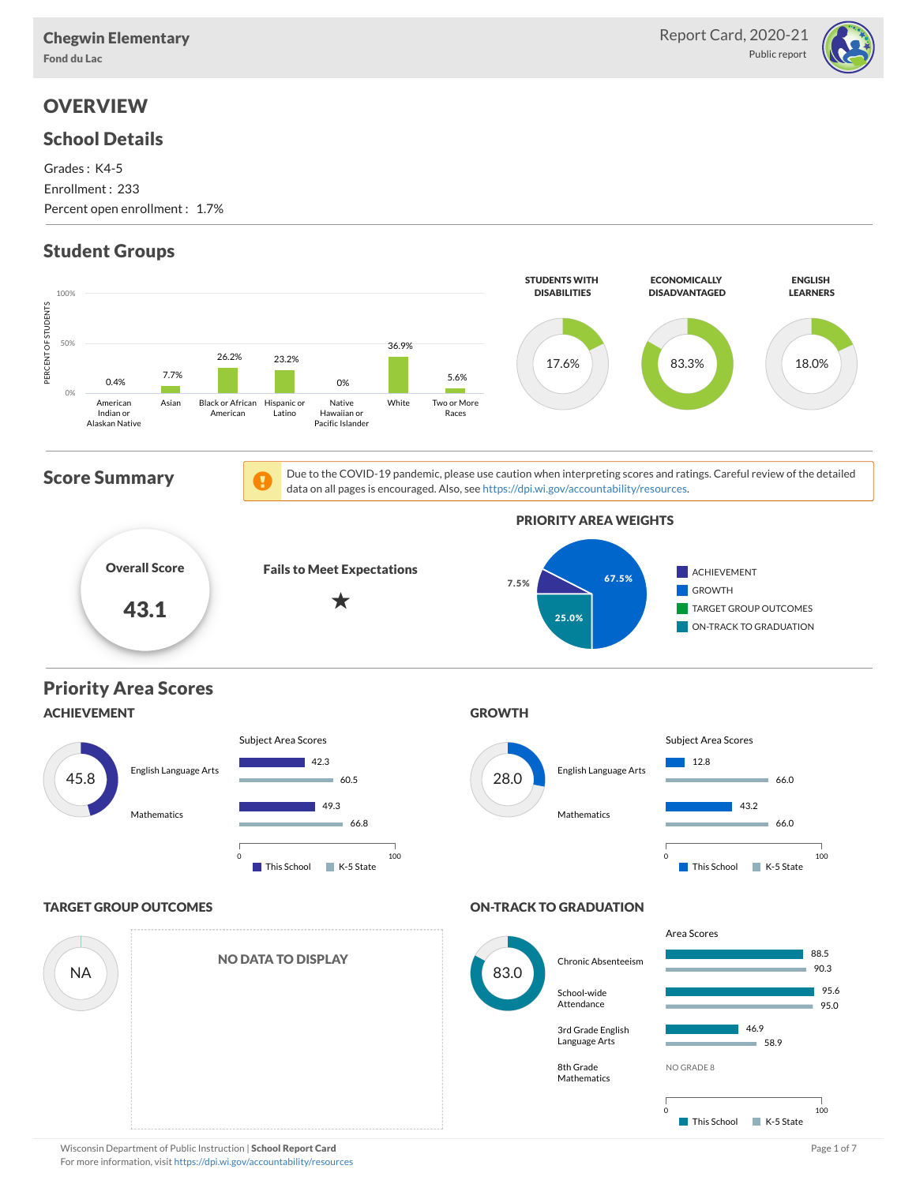# Chegwin Elementary

Fond du Lac

Report Card, 2020-21

Public report

## OVERVIEW

### School Details

Grades : K4-5
Enrollment : 233
Percent open enrollment : 1.7%

### Student Groups

| Group | Percent of Students |
|---|---|
| American Indian or Alaskan Native | 0.4% |
| Asian | 7.7% |
| Black or African American | 26.2% |
| Hispanic or Latino | 23.2% |
| Native Hawaiian or Pacific Islander | 0% |
| White | 36.9% |
| Two or More Races | 5.6% |

| STUDENTS WITH DISABILITIES | ECONOMICALLY DISADVANTAGED | ENGLISH LEARNERS |
|---|---|---|
| 17.6% | 83.3% | 18.0% |

### Score Summary

Due to the COVID-19 pandemic, please use caution when interpreting scores and ratings. Careful review of the detailed data on all pages is encouraged. Also, see https://dpi.wi.gov/accountability/resources.

**Overall Score**: 43.1

**Fails to Meet Expectations** ★

**PRIORITY AREA WEIGHTS**

| Priority Area | Weight |
|---|---|
| ACHIEVEMENT | 7.5% |
| GROWTH | 67.5% |
| TARGET GROUP OUTCOMES | |
| ON-TRACK TO GRADUATION | 25.0% |

### Priority Area Scores

#### ACHIEVEMENT

Score: 45.8

Subject Area Scores

| Subject | This School | K-5 State |
|---|---|---|
| English Language Arts | 42.3 | 60.5 |
| Mathematics | 49.3 | 66.8 |

#### GROWTH

Score: 28.0

Subject Area Scores

| Subject | This School | K-5 State |
|---|---|---|
| English Language Arts | 12.8 | 66.0 |
| Mathematics | 43.2 | 66.0 |

#### TARGET GROUP OUTCOMES

Score: NA

NO DATA TO DISPLAY

#### ON-TRACK TO GRADUATION

Score: 83.0

Area Scores

| Area | This School | K-5 State |
|---|---|---|
| Chronic Absenteeism | 88.5 | 90.3 |
| School-wide Attendance | 95.6 | 95.0 |
| 3rd Grade English Language Arts | 46.9 | 58.9 |
| 8th Grade Mathematics | NO GRADE 8 | |

Wisconsin Department of Public Instruction | **School Report Card**
For more information, visit https://dpi.wi.gov/accountability/resources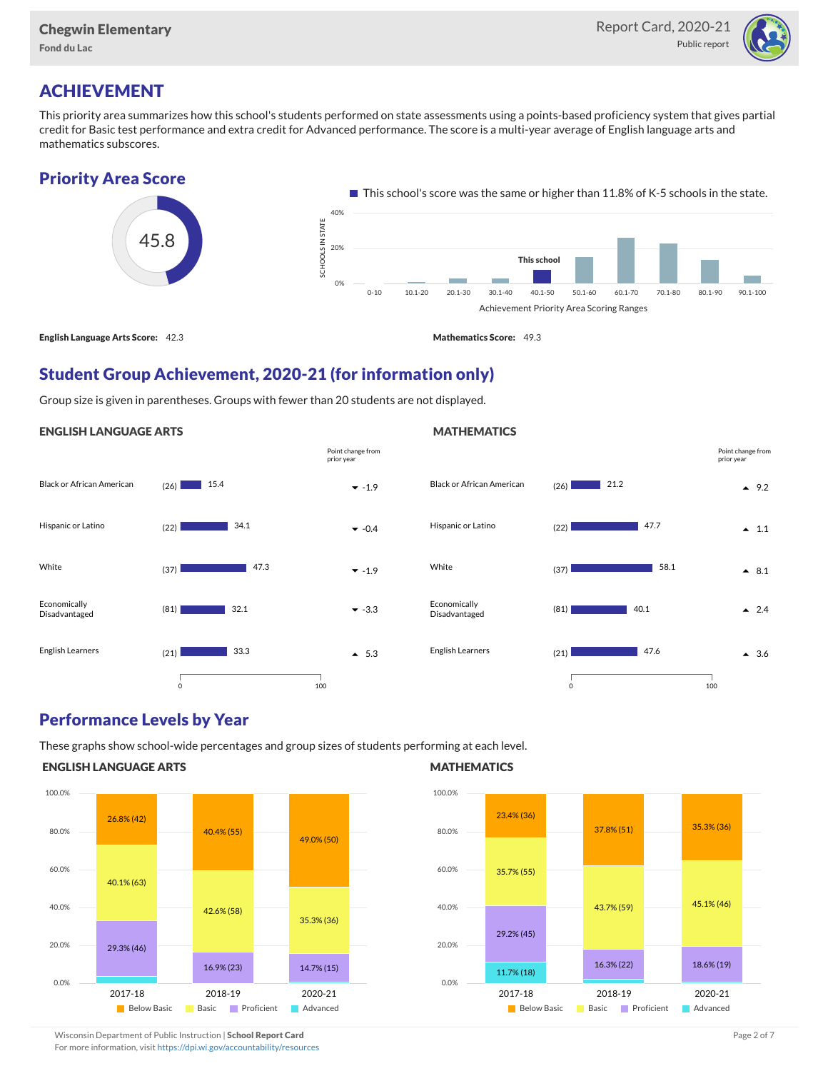# ACHIEVEMENT

This priority area summarizes how this school's students performed on state assessments using a points-based proficiency system that gives partial credit for Basic test performance and extra credit for Advanced performance. The score is a multi-year average of English language arts and mathematics subscores.

## Priority Area Score

45.8

This school's score was the same or higher than 11.8% of K-5 schools in the state.

**English Language Arts Score:** 42.3

**Mathematics Score:** 49.3

## Student Group Achievement, 2020-21 (for information only)

Group size is given in parentheses. Groups with fewer than 20 students are not displayed.

### ENGLISH LANGUAGE ARTS

| Group | Size | Score | Point change from prior year |
|---|---|---|---|
| Black or African American | (26) | 15.4 | -1.9 |
| Hispanic or Latino | (22) | 34.1 | -0.4 |
| White | (37) | 47.3 | -1.9 |
| Economically Disadvantaged | (81) | 32.1 | -3.3 |
| English Learners | (21) | 33.3 | 5.3 |

### MATHEMATICS

| Group | Size | Score | Point change from prior year |
|---|---|---|---|
| Black or African American | (26) | 21.2 | 9.2 |
| Hispanic or Latino | (22) | 47.7 | 1.1 |
| White | (37) | 58.1 | 8.1 |
| Economically Disadvantaged | (81) | 40.1 | 2.4 |
| English Learners | (21) | 47.6 | 3.6 |

## Performance Levels by Year

These graphs show school-wide percentages and group sizes of students performing at each level.

### ENGLISH LANGUAGE ARTS

| Level | 2017-18 | 2018-19 | 2020-21 |
|---|---|---|---|
| Below Basic | 26.8% (42) | 40.4% (55) | 49.0% (50) |
| Basic | 40.1% (63) | 42.6% (58) | 35.3% (36) |
| Proficient | 29.3% (46) | 16.9% (23) | 14.7% (15) |
| Advanced | | | |

### MATHEMATICS

| Level | 2017-18 | 2018-19 | 2020-21 |
|---|---|---|---|
| Below Basic | 23.4% (36) | 37.8% (51) | 35.3% (36) |
| Basic | 35.7% (55) | 43.7% (59) | 45.1% (46) |
| Proficient | 29.2% (45) | 16.3% (22) | 18.6% (19) |
| Advanced | 11.7% (18) | | |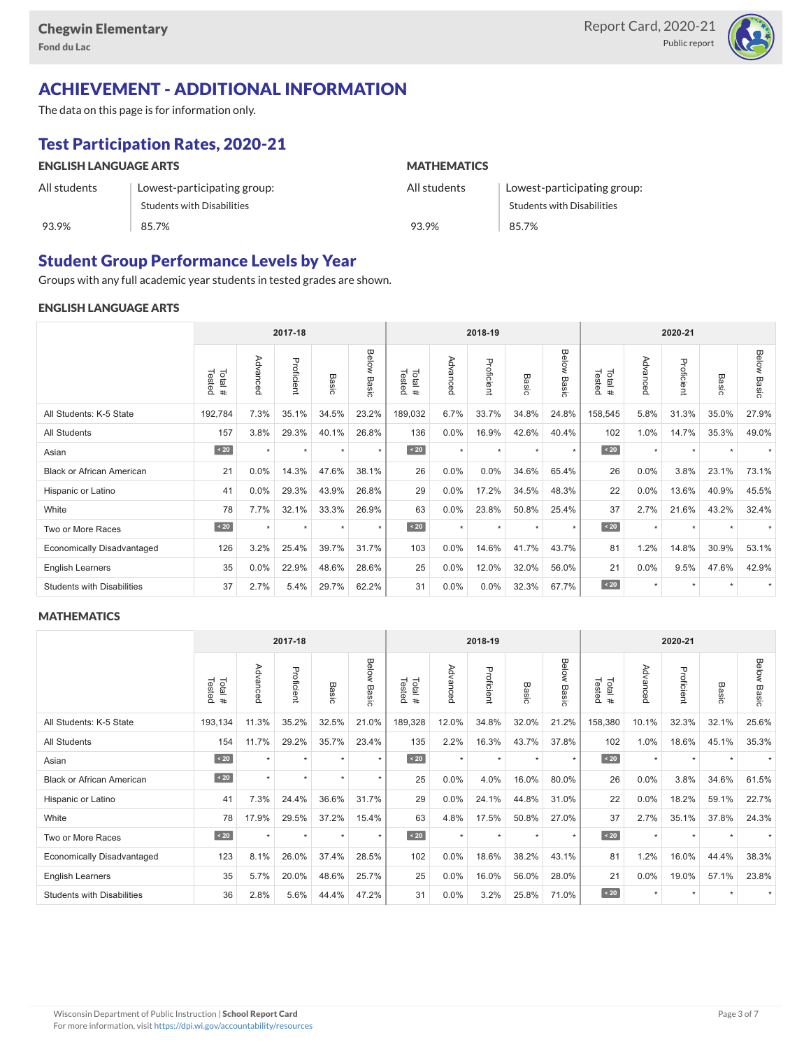# ACHIEVEMENT - ADDITIONAL INFORMATION

The data on this page is for information only.

## Test Participation Rates, 2020-21

### ENGLISH LANGUAGE ARTS

| All students | Lowest-participating group: Students with Disabilities |
|---|---|
| 93.9% | 85.7% |

### MATHEMATICS

| All students | Lowest-participating group: Students with Disabilities |
|---|---|
| 93.9% | 85.7% |

## Student Group Performance Levels by Year

Groups with any full academic year students in tested grades are shown.

### ENGLISH LANGUAGE ARTS

| | 2017-18 | | | | | 2018-19 | | | | | 2020-21 | | | | |
|---|---|---|---|---|---|---|---|---|---|---|---|---|---|---|---|
| | Total # Tested | Advanced | Proficient | Basic | Below Basic | Total # Tested | Advanced | Proficient | Basic | Below Basic | Total # Tested | Advanced | Proficient | Basic | Below Basic |
| All Students: K-5 State | 192,784 | 7.3% | 35.1% | 34.5% | 23.2% | 189,032 | 6.7% | 33.7% | 34.8% | 24.8% | 158,545 | 5.8% | 31.3% | 35.0% | 27.9% |
| All Students | 157 | 3.8% | 29.3% | 40.1% | 26.8% | 136 | 0.0% | 16.9% | 42.6% | 40.4% | 102 | 1.0% | 14.7% | 35.3% | 49.0% |
| Asian | < 20 | * | * | * | * | < 20 | * | * | * | * | < 20 | * | * | * | * |
| Black or African American | 21 | 0.0% | 14.3% | 47.6% | 38.1% | 26 | 0.0% | 0.0% | 34.6% | 65.4% | 26 | 0.0% | 3.8% | 23.1% | 73.1% |
| Hispanic or Latino | 41 | 0.0% | 29.3% | 43.9% | 26.8% | 29 | 0.0% | 17.2% | 34.5% | 48.3% | 22 | 0.0% | 13.6% | 40.9% | 45.5% |
| White | 78 | 7.7% | 32.1% | 33.3% | 26.9% | 63 | 0.0% | 23.8% | 50.8% | 25.4% | 37 | 2.7% | 21.6% | 43.2% | 32.4% |
| Two or More Races | < 20 | * | * | * | * | < 20 | * | * | * | * | < 20 | * | * | * | * |
| Economically Disadvantaged | 126 | 3.2% | 25.4% | 39.7% | 31.7% | 103 | 0.0% | 14.6% | 41.7% | 43.7% | 81 | 1.2% | 14.8% | 30.9% | 53.1% |
| English Learners | 35 | 0.0% | 22.9% | 48.6% | 28.6% | 25 | 0.0% | 12.0% | 32.0% | 56.0% | 21 | 0.0% | 9.5% | 47.6% | 42.9% |
| Students with Disabilities | 37 | 2.7% | 5.4% | 29.7% | 62.2% | 31 | 0.0% | 0.0% | 32.3% | 67.7% | < 20 | * | * | * | * |

### MATHEMATICS

| | 2017-18 | | | | | 2018-19 | | | | | 2020-21 | | | | |
|---|---|---|---|---|---|---|---|---|---|---|---|---|---|---|---|
| | Total # Tested | Advanced | Proficient | Basic | Below Basic | Total # Tested | Advanced | Proficient | Basic | Below Basic | Total # Tested | Advanced | Proficient | Basic | Below Basic |
| All Students: K-5 State | 193,134 | 11.3% | 35.2% | 32.5% | 21.0% | 189,328 | 12.0% | 34.8% | 32.0% | 21.2% | 158,380 | 10.1% | 32.3% | 32.1% | 25.6% |
| All Students | 154 | 11.7% | 29.2% | 35.7% | 23.4% | 135 | 2.2% | 16.3% | 43.7% | 37.8% | 102 | 1.0% | 18.6% | 45.1% | 35.3% |
| Asian | < 20 | * | * | * | * | < 20 | * | * | * | * | < 20 | * | * | * | * |
| Black or African American | < 20 | * | * | * | * | 25 | 0.0% | 4.0% | 16.0% | 80.0% | 26 | 0.0% | 3.8% | 34.6% | 61.5% |
| Hispanic or Latino | 41 | 7.3% | 24.4% | 36.6% | 31.7% | 29 | 0.0% | 24.1% | 44.8% | 31.0% | 22 | 0.0% | 18.2% | 59.1% | 22.7% |
| White | 78 | 17.9% | 29.5% | 37.2% | 15.4% | 63 | 4.8% | 17.5% | 50.8% | 27.0% | 37 | 2.7% | 35.1% | 37.8% | 24.3% |
| Two or More Races | < 20 | * | * | * | * | < 20 | * | * | * | * | < 20 | * | * | * | * |
| Economically Disadvantaged | 123 | 8.1% | 26.0% | 37.4% | 28.5% | 102 | 0.0% | 18.6% | 38.2% | 43.1% | 81 | 1.2% | 16.0% | 44.4% | 38.3% |
| English Learners | 35 | 5.7% | 20.0% | 48.6% | 25.7% | 25 | 0.0% | 16.0% | 56.0% | 28.0% | 21 | 0.0% | 19.0% | 57.1% | 23.8% |
| Students with Disabilities | 36 | 2.8% | 5.6% | 44.4% | 47.2% | 31 | 0.0% | 3.2% | 25.8% | 71.0% | < 20 | * | * | * | * |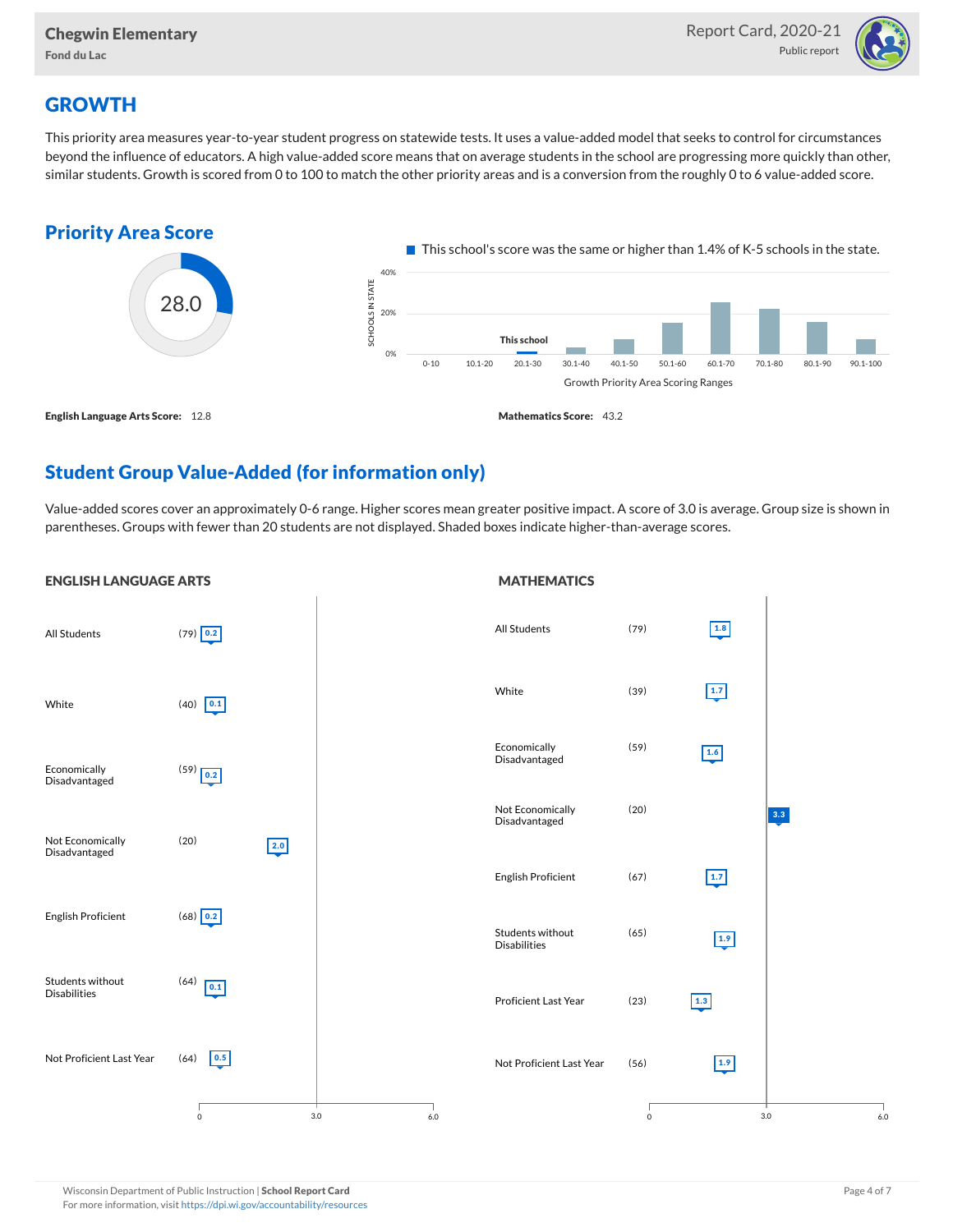# GROWTH

This priority area measures year-to-year student progress on statewide tests. It uses a value-added model that seeks to control for circumstances beyond the influence of educators. A high value-added score means that on average students in the school are progressing more quickly than other, similar students. Growth is scored from 0 to 100 to match the other priority areas and is a conversion from the roughly 0 to 6 value-added score.

## Priority Area Score

28.0

This school's score was the same or higher than 1.4% of K-5 schools in the state.

Growth Priority Area Scoring Ranges: 0-10, 10.1-20, 20.1-30 (This school), 30.1-40, 40.1-50, 50.1-60, 60.1-70, 70.1-80, 80.1-90, 90.1-100

**English Language Arts Score:** 12.8

**Mathematics Score:** 43.2

## Student Group Value-Added (for information only)

Value-added scores cover an approximately 0-6 range. Higher scores mean greater positive impact. A score of 3.0 is average. Group size is shown in parentheses. Groups with fewer than 20 students are not displayed. Shaded boxes indicate higher-than-average scores.

### ENGLISH LANGUAGE ARTS

| Group | Size | Score |
|---|---|---|
| All Students | (79) | 0.2 |
| White | (40) | 0.1 |
| Economically Disadvantaged | (59) | 0.2 |
| Not Economically Disadvantaged | (20) | 2.0 |
| English Proficient | (68) | 0.2 |
| Students without Disabilities | (64) | 0.1 |
| Not Proficient Last Year | (64) | 0.5 |

### MATHEMATICS

| Group | Size | Score |
|---|---|---|
| All Students | (79) | 1.8 |
| White | (39) | 1.7 |
| Economically Disadvantaged | (59) | 1.6 |
| Not Economically Disadvantaged | (20) | 3.3 |
| English Proficient | (67) | 1.7 |
| Students without Disabilities | (65) | 1.9 |
| Proficient Last Year | (23) | 1.3 |
| Not Proficient Last Year | (56) | 1.9 |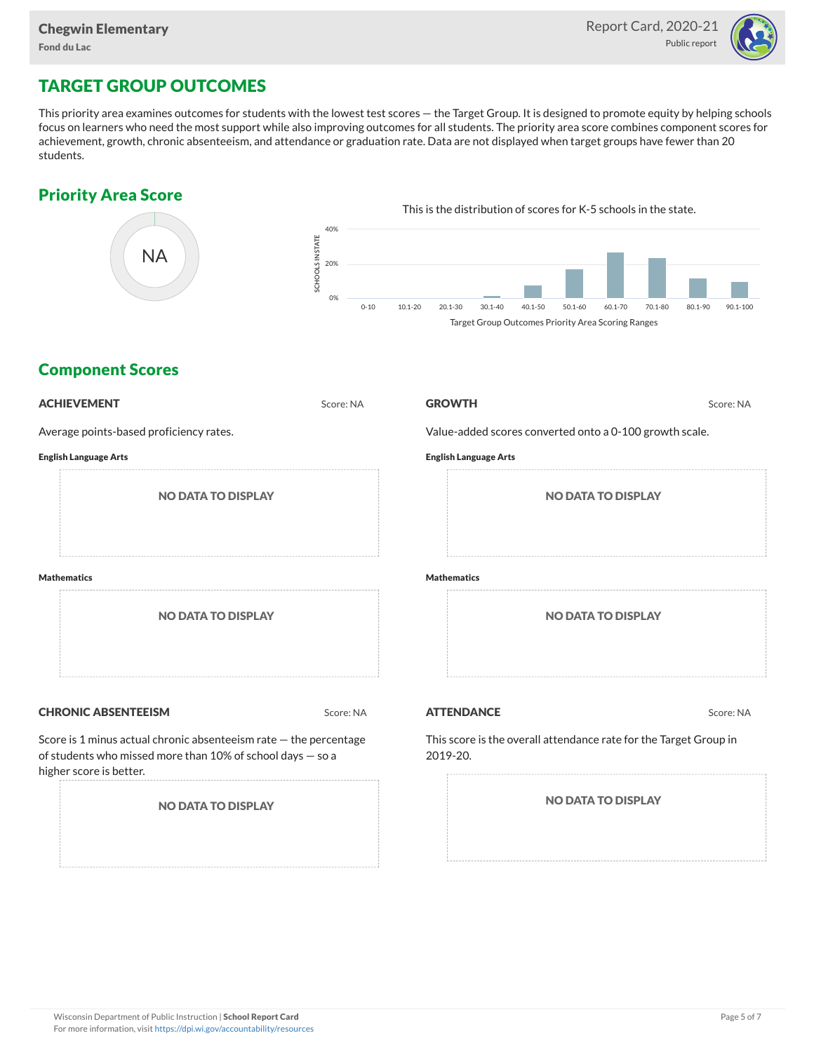## TARGET GROUP OUTCOMES

This priority area examines outcomes for students with the lowest test scores — the Target Group. It is designed to promote equity by helping schools focus on learners who need the most support while also improving outcomes for all students. The priority area score combines component scores for achievement, growth, chronic absenteeism, and attendance or graduation rate. Data are not displayed when target groups have fewer than 20 students.

### Priority Area Score

NA

This is the distribution of scores for K-5 schools in the state.

Target Group Outcomes Priority Area Scoring Ranges

### Component Scores

#### ACHIEVEMENT

Score: NA

Average points-based proficiency rates.

**English Language Arts**

NO DATA TO DISPLAY

**Mathematics**

NO DATA TO DISPLAY

#### GROWTH

Score: NA

Value-added scores converted onto a 0-100 growth scale.

**English Language Arts**

NO DATA TO DISPLAY

**Mathematics**

NO DATA TO DISPLAY

#### CHRONIC ABSENTEEISM

Score: NA

Score is 1 minus actual chronic absenteeism rate — the percentage of students who missed more than 10% of school days — so a higher score is better.

NO DATA TO DISPLAY

#### ATTENDANCE

Score: NA

This score is the overall attendance rate for the Target Group in 2019-20.

NO DATA TO DISPLAY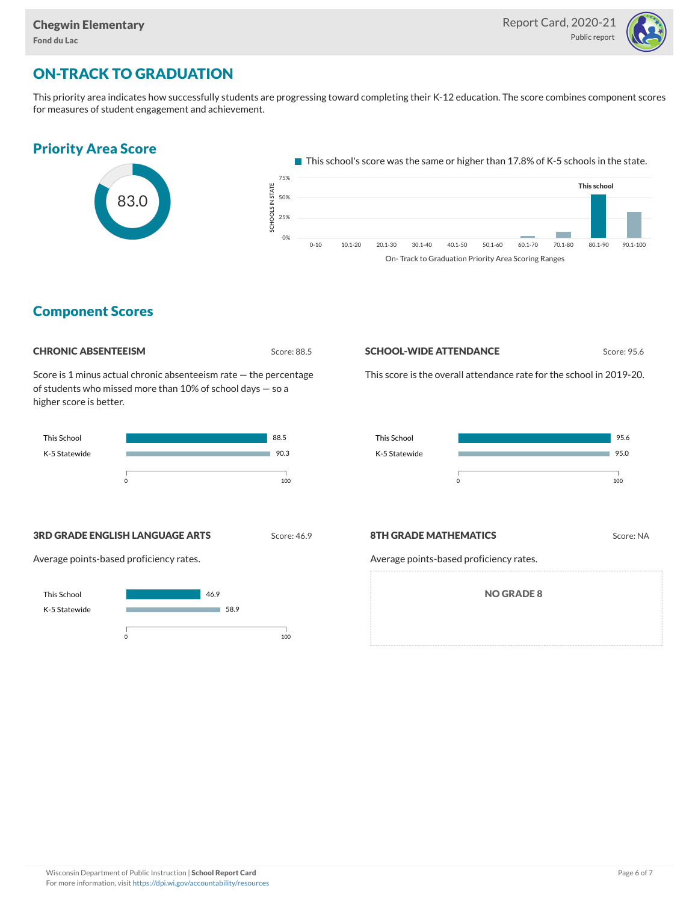Chegwin Elementary
Fond du Lac

Report Card, 2020-21
Public report

# ON-TRACK TO GRADUATION

This priority area indicates how successfully students are progressing toward completing their K-12 education. The score combines component scores for measures of student engagement and achievement.

## Priority Area Score

83.0

This school's score was the same or higher than 17.8% of K-5 schools in the state.

## Component Scores

### CHRONIC ABSENTEEISM

Score: 88.5

Score is 1 minus actual chronic absenteeism rate — the percentage of students who missed more than 10% of school days — so a higher score is better.

| | Score |
|---|---|
| This School | 88.5 |
| K-5 Statewide | 90.3 |

### SCHOOL-WIDE ATTENDANCE

Score: 95.6

This score is the overall attendance rate for the school in 2019-20.

| | Score |
|---|---|
| This School | 95.6 |
| K-5 Statewide | 95.0 |

### 3RD GRADE ENGLISH LANGUAGE ARTS

Score: 46.9

Average points-based proficiency rates.

| | Score |
|---|---|
| This School | 46.9 |
| K-5 Statewide | 58.9 |

### 8TH GRADE MATHEMATICS

Score: NA

Average points-based proficiency rates.

NO GRADE 8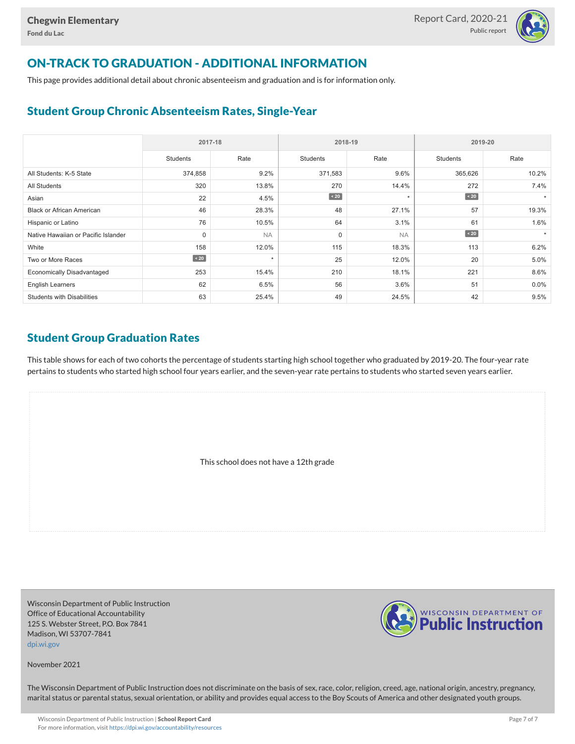# ON-TRACK TO GRADUATION - ADDITIONAL INFORMATION

This page provides additional detail about chronic absenteeism and graduation and is for information only.

## Student Group Chronic Absenteeism Rates, Single-Year

| | 2017-18 | | 2018-19 | | 2019-20 | |
|---|---|---|---|---|---|---|
| | Students | Rate | Students | Rate | Students | Rate |
| All Students: K-5 State | 374,858 | 9.2% | 371,583 | 9.6% | 365,626 | 10.2% |
| All Students | 320 | 13.8% | 270 | 14.4% | 272 | 7.4% |
| Asian | 22 | 4.5% | < 20 | * | < 20 | * |
| Black or African American | 46 | 28.3% | 48 | 27.1% | 57 | 19.3% |
| Hispanic or Latino | 76 | 10.5% | 64 | 3.1% | 61 | 1.6% |
| Native Hawaiian or Pacific Islander | 0 | NA | 0 | NA | < 20 | * |
| White | 158 | 12.0% | 115 | 18.3% | 113 | 6.2% |
| Two or More Races | < 20 | * | 25 | 12.0% | 20 | 5.0% |
| Economically Disadvantaged | 253 | 15.4% | 210 | 18.1% | 221 | 8.6% |
| English Learners | 62 | 6.5% | 56 | 3.6% | 51 | 0.0% |
| Students with Disabilities | 63 | 25.4% | 49 | 24.5% | 42 | 9.5% |

## Student Group Graduation Rates

This table shows for each of two cohorts the percentage of students starting high school together who graduated by 2019-20. The four-year rate pertains to students who started high school four years earlier, and the seven-year rate pertains to students who started seven years earlier.

This school does not have a 12th grade

Wisconsin Department of Public Instruction
Office of Educational Accountability
125 S. Webster Street, P.O. Box 7841
Madison, WI 53707-7841
dpi.wi.gov

November 2021

The Wisconsin Department of Public Instruction does not discriminate on the basis of sex, race, color, religion, creed, age, national origin, ancestry, pregnancy, marital status or parental status, sexual orientation, or ability and provides equal access to the Boy Scouts of America and other designated youth groups.